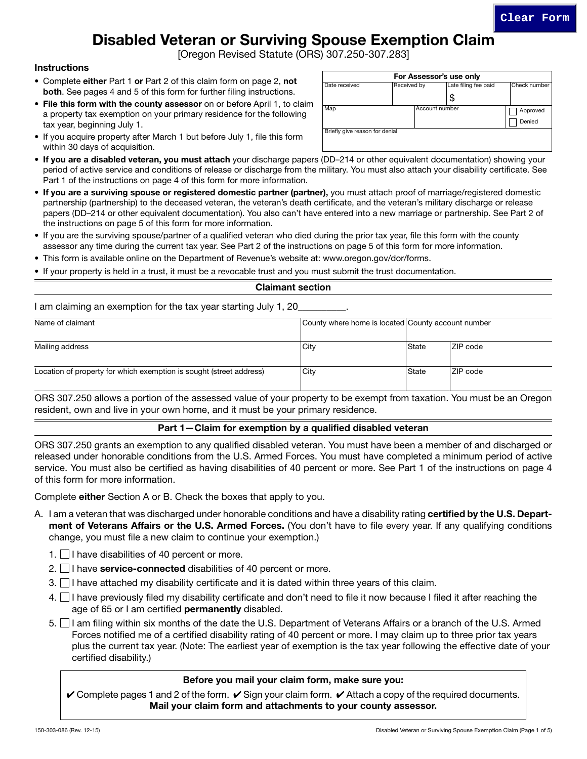# Disabled Veteran or Surviving Spouse Exemption Claim

[Oregon Revised Statute (ORS) 307.250-307.283]

## Instructions

- Complete **either** Part 1 **or** Part 2 of this claim form on page 2, **not both**. See pages 4 and 5 of this form for further filing instructions.
- **File this form with the county assessor** on or before April 1, to claim a property tax exemption on your primary residence for the following tax year, beginning July 1.
- If you acquire property after March 1 but before July 1, file this form within 30 days of acquisition.
- **If you are a disabled veteran, you must attach** your discharge papers (DD–214 or other equivalent documentation) showing your period of active service and conditions of release or discharge from the military. You must also attach your disability certificate. See Part 1 of the instructions on page 4 of this form for more information.
- **If you are a surviving spouse or registered domestic partner (partner),** you must attach proof of marriage/registered domestic partnership (partnership) to the deceased veteran, the veteran's death certificate, and the veteran's military discharge or release papers (DD–214 or other equivalent documentation). You also can't have entered into a new marriage or partnership. See Part 2 of the instructions on page 5 of this form for more information.
- If you are the surviving spouse/partner of a qualified veteran who died during the prior tax year, file this form with the county assessor any time during the current tax year. See Part 2 of the instructions on page 5 of this form for more information.
- This form is available online on the Department of Revenue's website at: www.oregon.gov/dor/forms.
- If your property is held in a trust, it must be a revocable trust and you must submit the trust documentation.

| For Assessor's use only | | | |
|---|---|---|---|
| Date received | Received by | Late filing fee paid $ | Check number |
| Map | Account number | | ☐ Approved ☐ Denied |
| Briefly give reason for denial | | | |

### Claimant section

I am claiming an exemption for the tax year starting July 1, 20_________.

| Name of claimant | County where home is located | County account number | |
|---|---|---|---|
| Mailing address | City | State | ZIP code |
| Location of property for which exemption is sought (street address) | City | State | ZIP code |

ORS 307.250 allows a portion of the assessed value of your property to be exempt from taxation. You must be an Oregon resident, own and live in your own home, and it must be your primary residence.

### Part 1—Claim for exemption by a qualified disabled veteran

ORS 307.250 grants an exemption to any qualified disabled veteran. You must have been a member of and discharged or released under honorable conditions from the U.S. Armed Forces. You must have completed a minimum period of active service. You must also be certified as having disabilities of 40 percent or more. See Part 1 of the instructions on page 4 of this form for more information.

Complete **either** Section A or B. Check the boxes that apply to you.

A. I am a veteran that was discharged under honorable conditions and have a disability rating **certified by the U.S. Department of Veterans Affairs or the U.S. Armed Forces.** (You don't have to file every year. If any qualifying conditions change, you must file a new claim to continue your exemption.)

1. ☐ I have disabilities of 40 percent or more.
2. ☐ I have **service-connected** disabilities of 40 percent or more.
3. ☐ I have attached my disability certificate and it is dated within three years of this claim.
4. ☐ I have previously filed my disability certificate and don't need to file it now because I filed it after reaching the age of 65 or I am certified **permanently** disabled.
5. ☐ I am filing within six months of the date the U.S. Department of Veterans Affairs or a branch of the U.S. Armed Forces notified me of a certified disability rating of 40 percent or more. I may claim up to three prior tax years plus the current tax year. (Note: The earliest year of exemption is the tax year following the effective date of your certified disability.)

**Before you mail your claim form, make sure you:**

✔ Complete pages 1 and 2 of the form. ✔ Sign your claim form. ✔ Attach a copy of the required documents.

**Mail your claim form and attachments to your county assessor.**

150-303-086 (Rev. 12-15)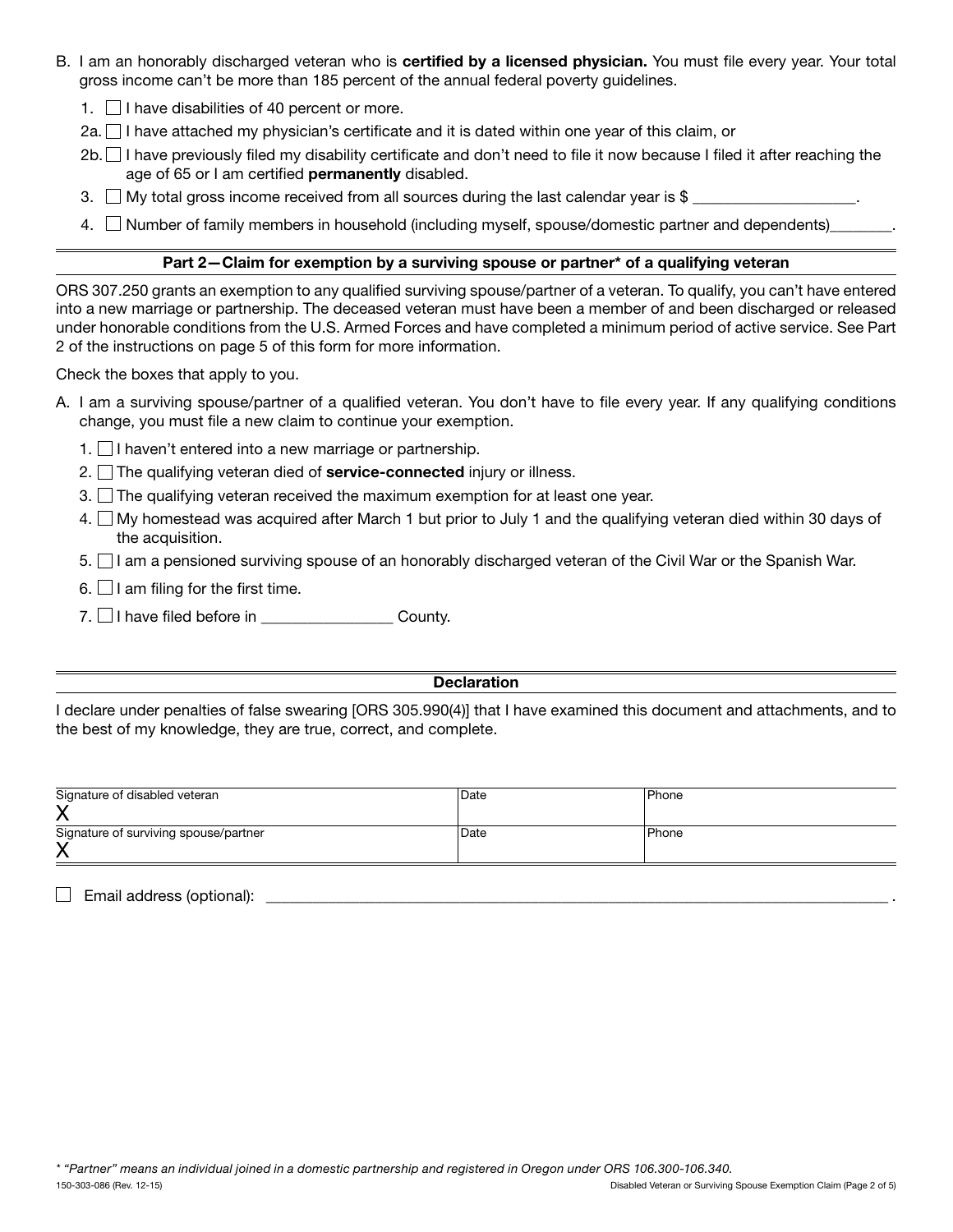B. I am an honorably discharged veteran who is **certified by a licensed physician.** You must file every year. Your total gross income can't be more than 185 percent of the annual federal poverty guidelines.

1. ☐ I have disabilities of 40 percent or more.

2a. ☐ I have attached my physician's certificate and it is dated within one year of this claim, or

2b. ☐ I have previously filed my disability certificate and don't need to file it now because I filed it after reaching the age of 65 or I am certified **permanently** disabled.

3. ☐ My total gross income received from all sources during the last calendar year is $ ____________________.

4. ☐ Number of family members in household (including myself, spouse/domestic partner and dependents)________.

## Part 2—Claim for exemption by a surviving spouse or partner* of a qualifying veteran

ORS 307.250 grants an exemption to any qualified surviving spouse/partner of a veteran. To qualify, you can't have entered into a new marriage or partnership. The deceased veteran must have been a member of and been discharged or released under honorable conditions from the U.S. Armed Forces and have completed a minimum period of active service. See Part 2 of the instructions on page 5 of this form for more information.

Check the boxes that apply to you.

A. I am a surviving spouse/partner of a qualified veteran. You don't have to file every year. If any qualifying conditions change, you must file a new claim to continue your exemption.

1. ☐ I haven't entered into a new marriage or partnership.
2. ☐ The qualifying veteran died of **service-connected** injury or illness.
3. ☐ The qualifying veteran received the maximum exemption for at least one year.
4. ☐ My homestead was acquired after March 1 but prior to July 1 and the qualifying veteran died within 30 days of the acquisition.
5. ☐ I am a pensioned surviving spouse of an honorably discharged veteran of the Civil War or the Spanish War.
6. ☐ I am filing for the first time.
7. ☐ I have filed before in ________________ County.

## Declaration

I declare under penalties of false swearing [ORS 305.990(4)] that I have examined this document and attachments, and to the best of my knowledge, they are true, correct, and complete.

| Signature of disabled veteran | Date | Phone |
|---|---|---|
| X | | |
| **Signature of surviving spouse/partner** | **Date** | **Phone** |
| X | | |

☐ Email address (optional): ________________________________________________________________________________.

* "Partner" means an individual joined in a domestic partnership and registered in Oregon under ORS 106.300-106.340.

150-303-086 (Rev. 12-15)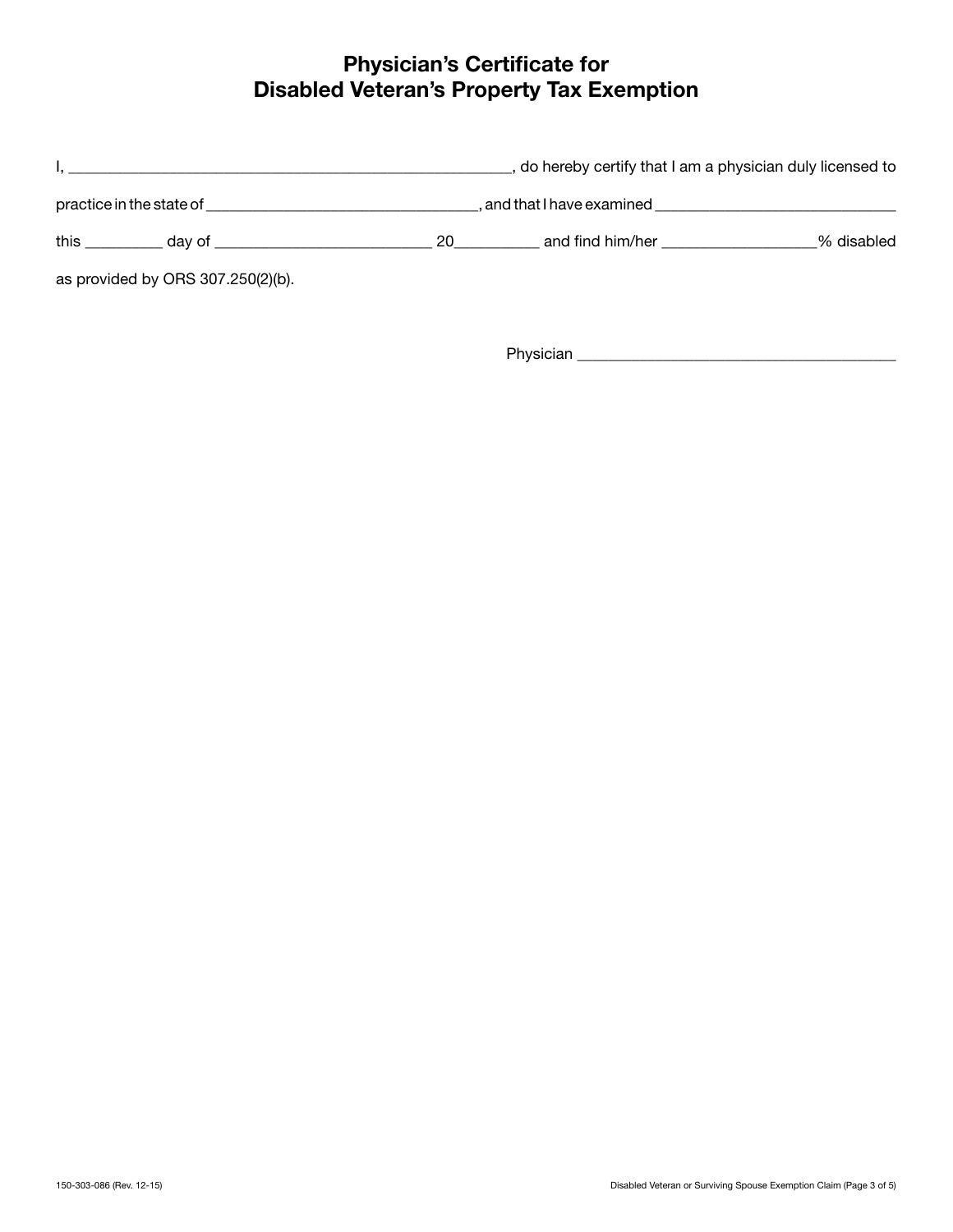# Physician's Certificate for Disabled Veteran's Property Tax Exemption

I, ______________________________________________________, do hereby certify that I am a physician duly licensed to practice in the state of _________________________________, and that I have examined _____________________________ this _________ day of __________________________ 20__________ and find him/her __________________% disabled as provided by ORS 307.250(2)(b).

Physician ________________________________________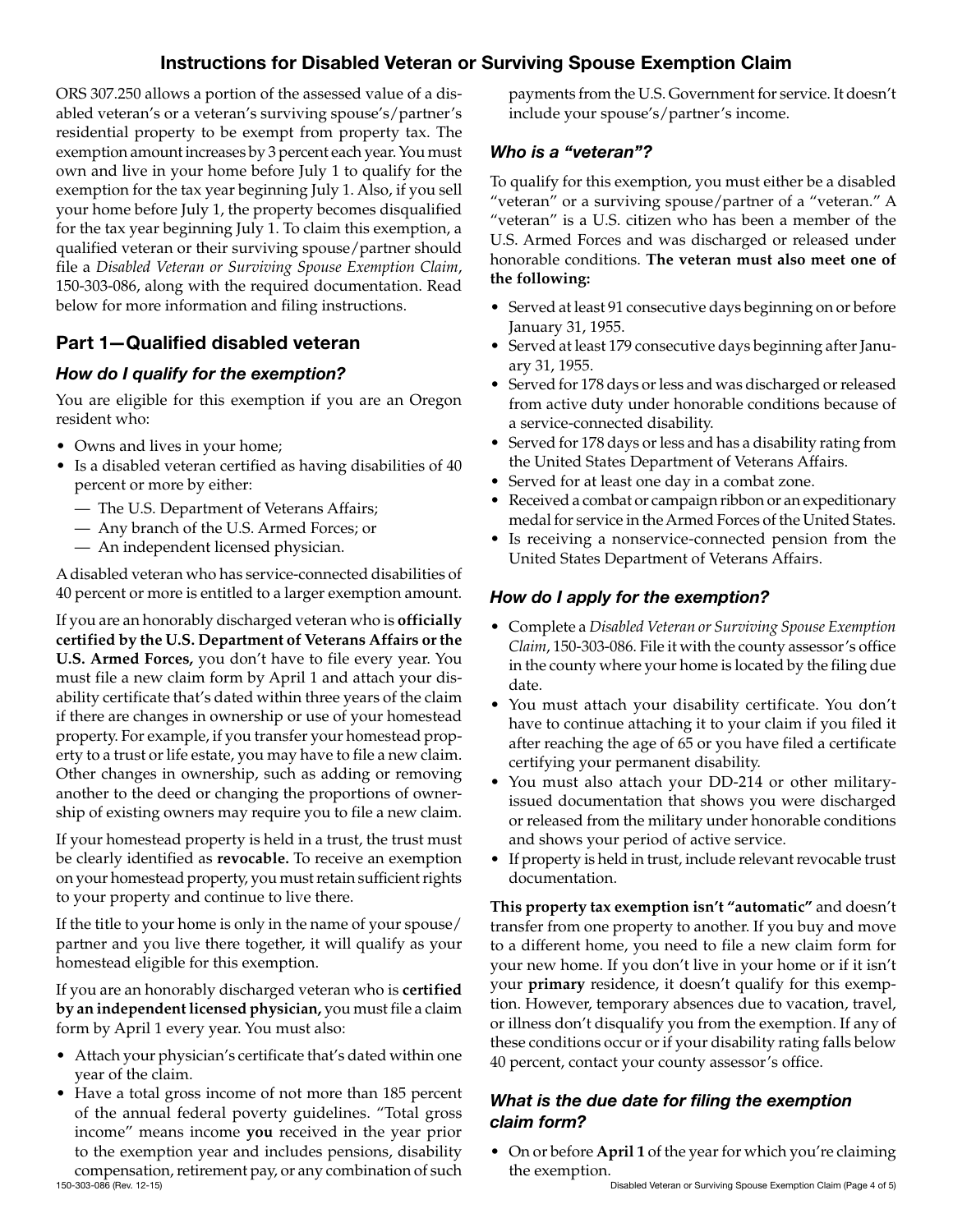# Instructions for Disabled Veteran or Surviving Spouse Exemption Claim

ORS 307.250 allows a portion of the assessed value of a disabled veteran's or a veteran's surviving spouse's/partner's residential property to be exempt from property tax. The exemption amount increases by 3 percent each year. You must own and live in your home before July 1 to qualify for the exemption for the tax year beginning July 1. Also, if you sell your home before July 1, the property becomes disqualified for the tax year beginning July 1. To claim this exemption, a qualified veteran or their surviving spouse/partner should file a *Disabled Veteran or Surviving Spouse Exemption Claim*, 150-303-086, along with the required documentation. Read below for more information and filing instructions.

## Part 1—Qualified disabled veteran

### *How do I qualify for the exemption?*

You are eligible for this exemption if you are an Oregon resident who:

- Owns and lives in your home;
- Is a disabled veteran certified as having disabilities of 40 percent or more by either:
  - — The U.S. Department of Veterans Affairs;
  - — Any branch of the U.S. Armed Forces; or
  - — An independent licensed physician.

A disabled veteran who has service-connected disabilities of 40 percent or more is entitled to a larger exemption amount.

If you are an honorably discharged veteran who is **officially certified by the U.S. Department of Veterans Affairs or the U.S. Armed Forces,** you don't have to file every year. You must file a new claim form by April 1 and attach your disability certificate that's dated within three years of the claim if there are changes in ownership or use of your homestead property. For example, if you transfer your homestead property to a trust or life estate, you may have to file a new claim. Other changes in ownership, such as adding or removing another to the deed or changing the proportions of ownership of existing owners may require you to file a new claim.

If your homestead property is held in a trust, the trust must be clearly identified as **revocable.** To receive an exemption on your homestead property, you must retain sufficient rights to your property and continue to live there.

If the title to your home is only in the name of your spouse/partner and you live there together, it will qualify as your homestead eligible for this exemption.

If you are an honorably discharged veteran who is **certified by an independent licensed physician,** you must file a claim form by April 1 every year. You must also:

- Attach your physician's certificate that's dated within one year of the claim.
- Have a total gross income of not more than 185 percent of the annual federal poverty guidelines. "Total gross income" means income **you** received in the year prior to the exemption year and includes pensions, disability compensation, retirement pay, or any combination of such payments from the U.S. Government for service. It doesn't include your spouse's/partner's income.

### *Who is a "veteran"?*

To qualify for this exemption, you must either be a disabled "veteran" or a surviving spouse/partner of a "veteran." A "veteran" is a U.S. citizen who has been a member of the U.S. Armed Forces and was discharged or released under honorable conditions. **The veteran must also meet one of the following:**

- Served at least 91 consecutive days beginning on or before January 31, 1955.
- Served at least 179 consecutive days beginning after January 31, 1955.
- Served for 178 days or less and was discharged or released from active duty under honorable conditions because of a service-connected disability.
- Served for 178 days or less and has a disability rating from the United States Department of Veterans Affairs.
- Served for at least one day in a combat zone.
- Received a combat or campaign ribbon or an expeditionary medal for service in the Armed Forces of the United States.
- Is receiving a nonservice-connected pension from the United States Department of Veterans Affairs.

### *How do I apply for the exemption?*

- Complete a *Disabled Veteran or Surviving Spouse Exemption Claim*, 150-303-086. File it with the county assessor's office in the county where your home is located by the filing due date.
- You must attach your disability certificate. You don't have to continue attaching it to your claim if you filed it after reaching the age of 65 or you have filed a certificate certifying your permanent disability.
- You must also attach your DD-214 or other military-issued documentation that shows you were discharged or released from the military under honorable conditions and shows your period of active service.
- If property is held in trust, include relevant revocable trust documentation.

**This property tax exemption isn't "automatic"** and doesn't transfer from one property to another. If you buy and move to a different home, you need to file a new claim form for your new home. If you don't live in your home or if it isn't your **primary** residence, it doesn't qualify for this exemption. However, temporary absences due to vacation, travel, or illness don't disqualify you from the exemption. If any of these conditions occur or if your disability rating falls below 40 percent, contact your county assessor's office.

### *What is the due date for filing the exemption claim form?*

- On or before **April 1** of the year for which you're claiming the exemption.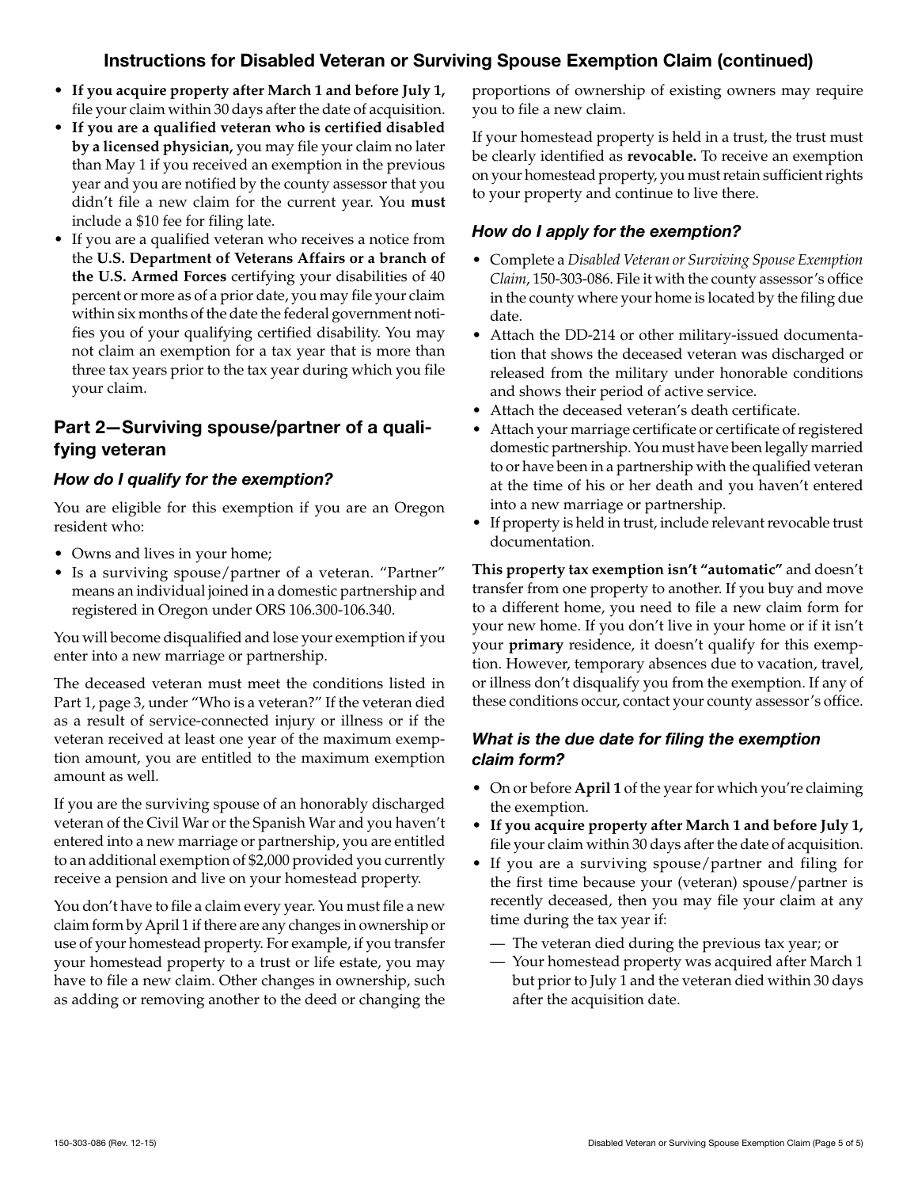## Instructions for Disabled Veteran or Surviving Spouse Exemption Claim (continued)

- **If you acquire property after March 1 and before July 1,** file your claim within 30 days after the date of acquisition.
- **If you are a qualified veteran who is certified disabled by a licensed physician,** you may file your claim no later than May 1 if you received an exemption in the previous year and you are notified by the county assessor that you didn't file a new claim for the current year. You **must** include a $10 fee for filing late.
- If you are a qualified veteran who receives a notice from the **U.S. Department of Veterans Affairs or a branch of the U.S. Armed Forces** certifying your disabilities of 40 percent or more as of a prior date, you may file your claim within six months of the date the federal government notifies you of your qualifying certified disability. You may not claim an exemption for a tax year that is more than three tax years prior to the tax year during which you file your claim.

## Part 2—Surviving spouse/partner of a qualifying veteran

### *How do I qualify for the exemption?*

You are eligible for this exemption if you are an Oregon resident who:

- Owns and lives in your home;
- Is a surviving spouse/partner of a veteran. "Partner" means an individual joined in a domestic partnership and registered in Oregon under ORS 106.300-106.340.

You will become disqualified and lose your exemption if you enter into a new marriage or partnership.

The deceased veteran must meet the conditions listed in Part 1, page 3, under "Who is a veteran?" If the veteran died as a result of service-connected injury or illness or if the veteran received at least one year of the maximum exemption amount, you are entitled to the maximum exemption amount as well.

If you are the surviving spouse of an honorably discharged veteran of the Civil War or the Spanish War and you haven't entered into a new marriage or partnership, you are entitled to an additional exemption of $2,000 provided you currently receive a pension and live on your homestead property.

You don't have to file a claim every year. You must file a new claim form by April 1 if there are any changes in ownership or use of your homestead property. For example, if you transfer your homestead property to a trust or life estate, you may have to file a new claim. Other changes in ownership, such as adding or removing another to the deed or changing the proportions of ownership of existing owners may require you to file a new claim.

If your homestead property is held in a trust, the trust must be clearly identified as **revocable.** To receive an exemption on your homestead property, you must retain sufficient rights to your property and continue to live there.

### *How do I apply for the exemption?*

- Complete a *Disabled Veteran or Surviving Spouse Exemption Claim*, 150-303-086. File it with the county assessor's office in the county where your home is located by the filing due date.
- Attach the DD-214 or other military-issued documentation that shows the deceased veteran was discharged or released from the military under honorable conditions and shows their period of active service.
- Attach the deceased veteran's death certificate.
- Attach your marriage certificate or certificate of registered domestic partnership. You must have been legally married to or have been in a partnership with the qualified veteran at the time of his or her death and you haven't entered into a new marriage or partnership.
- If property is held in trust, include relevant revocable trust documentation.

**This property tax exemption isn't "automatic"** and doesn't transfer from one property to another. If you buy and move to a different home, you need to file a new claim form for your new home. If you don't live in your home or if it isn't your **primary** residence, it doesn't qualify for this exemption. However, temporary absences due to vacation, travel, or illness don't disqualify you from the exemption. If any of these conditions occur, contact your county assessor's office.

### *What is the due date for filing the exemption claim form?*

- On or before **April 1** of the year for which you're claiming the exemption.
- **If you acquire property after March 1 and before July 1,** file your claim within 30 days after the date of acquisition.
- If you are a surviving spouse/partner and filing for the first time because your (veteran) spouse/partner is recently deceased, then you may file your claim at any time during the tax year if:
  - The veteran died during the previous tax year; or
  - Your homestead property was acquired after March 1 but prior to July 1 and the veteran died within 30 days after the acquisition date.